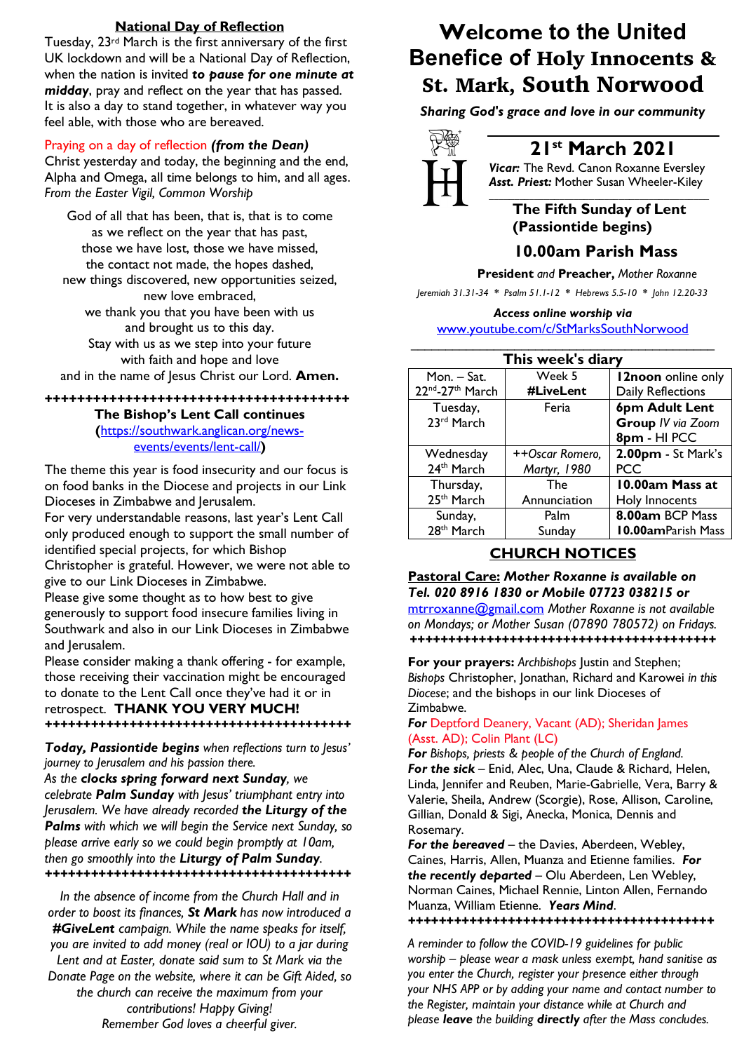## National Day of Reflection

Tuesday, 23rd March is the first anniversary of the first UK lockdown and will be a National Day of Reflection, when the nation is invited ***to pause for one minute at midday***, pray and reflect on the year that has passed. It is also a day to stand together, in whatever way you feel able, with those who are bereaved.

Praying on a day of reflection ***(from the Dean)***
Christ yesterday and today, the beginning and the end, Alpha and Omega, all time belongs to him, and all ages.
*From the Easter Vigil, Common Worship*

God of all that has been, that is, that is to come
as we reflect on the year that has past,
those we have lost, those we have missed,
the contact not made, the hopes dashed,
new things discovered, new opportunities seized,
new love embraced,
we thank you that you have been with us
and brought us to this day.
Stay with us as we step into your future
with faith and hope and love
and in the name of Jesus Christ our Lord. **Amen.**

++++++++++++++++++++++++++++++++++++++++

**The Bishop's Lent Call continues**
**(**https://southwark.anglican.org/news-events/events/lent-call/**)**

The theme this year is food insecurity and our focus is on food banks in the Diocese and projects in our Link Dioceses in Zimbabwe and Jerusalem.
For very understandable reasons, last year's Lent Call only produced enough to support the small number of identified special projects, for which Bishop Christopher is grateful. However, we were not able to give to our Link Dioceses in Zimbabwe.
Please give some thought as to how best to give generously to support food insecure families living in Southwark and also in our Link Dioceses in Zimbabwe and Jerusalem.
Please consider making a thank offering - for example, those receiving their vaccination might be encouraged to donate to the Lent Call once they've had it or in retrospect. **THANK YOU VERY MUCH!**

++++++++++++++++++++++++++++++++++++++++

***Today, Passiontide begins*** *when reflections turn to Jesus' journey to Jerusalem and his passion there.*
*As the* ***clocks spring forward next Sunday****, we celebrate* ***Palm Sunday*** *with Jesus' triumphant entry into Jerusalem. We have already recorded* ***the Liturgy of the Palms*** *with which we will begin the Service next Sunday, so please arrive early so we could begin promptly at 10am, then go smoothly into the* ***Liturgy of Palm Sunday****.*

++++++++++++++++++++++++++++++++++++++++

*In the absence of income from the Church Hall and in order to boost its finances,* ***St Mark*** *has now introduced a* ***#GiveLent*** *campaign. While the name speaks for itself, you are invited to add money (real or IOU) to a jar during Lent and at Easter, donate said sum to St Mark via the Donate Page on the website, where it can be Gift Aided, so the church can receive the maximum from your contributions! Happy Giving!*
*Remember God loves a cheerful giver.*

# Welcome to the United Benefice of Holy Innocents & St. Mark, South Norwood

***Sharing God's grace and love in our community***

## 21st March 2021

***Vicar:*** The Revd. Canon Roxanne Eversley
***Asst. Priest:*** Mother Susan Wheeler-Kiley

### The Fifth Sunday of Lent (Passiontide begins)

### 10.00am Parish Mass

**President** *and* **Preacher,** *Mother Roxanne*

*Jeremiah 31.31-34 \* Psalm 51.1-12 \* Hebrews 5.5-10 \* John 12.20-33*

***Access online worship via***
www.youtube.com/c/StMarksSouthNorwood

**This week's diary**

| | | |
|---|---|---|
| Mon. – Sat. 22nd-27th March | Week 5 **#LiveLent** | **12noon** online only Daily Reflections |
| Tuesday, 23rd March | Feria | **6pm Adult Lent Group** *IV via Zoom* **8pm** - HI PCC |
| Wednesday 24th March | *++Oscar Romero, Martyr, 1980* | **2.00pm** - St Mark's PCC |
| Thursday, 25th March | The Annunciation | **10.00am Mass at** Holy Innocents |
| Sunday, 28th March | Palm Sunday | **8.00am** BCP Mass **10.00am**Parish Mass |

## CHURCH NOTICES

**Pastoral Care:** ***Mother Roxanne is available on Tel. 020 8916 1830 or Mobile 07723 038215 or*** mtrroxanne@gmail.com *Mother Roxanne is not available on Mondays; or Mother Susan (07890 780572) on Fridays.*

++++++++++++++++++++++++++++++++++++++++

**For your prayers:** *Archbishops* Justin and Stephen; *Bishops* Christopher, Jonathan, Richard and Karowei *in this Diocese*; and the bishops in our link Dioceses of Zimbabwe.
***For*** Deptford Deanery, Vacant (AD); Sheridan James (Asst. AD); Colin Plant (LC)
***For*** *Bishops, priests & people of the Church of England.*
***For the sick*** – Enid, Alec, Una, Claude & Richard, Helen, Linda, Jennifer and Reuben, Marie-Gabrielle, Vera, Barry & Valerie, Sheila, Andrew (Scorgie), Rose, Allison, Caroline, Gillian, Donald & Sigi, Anecka, Monica, Dennis and Rosemary.
***For the bereaved*** – the Davies, Aberdeen, Webley, Caines, Harris, Allen, Muanza and Etienne families. ***For the recently departed*** – Olu Aberdeen, Len Webley, Norman Caines, Michael Rennie, Linton Allen, Fernando Muanza, William Etienne. ***Years Mind***.

++++++++++++++++++++++++++++++++++++++++

*A reminder to follow the COVID-19 guidelines for public worship – please wear a mask unless exempt, hand sanitise as you enter the Church, register your presence either through your NHS APP or by adding your name and contact number to the Register, maintain your distance while at Church and please* ***leave*** *the building* ***directly*** *after the Mass concludes.*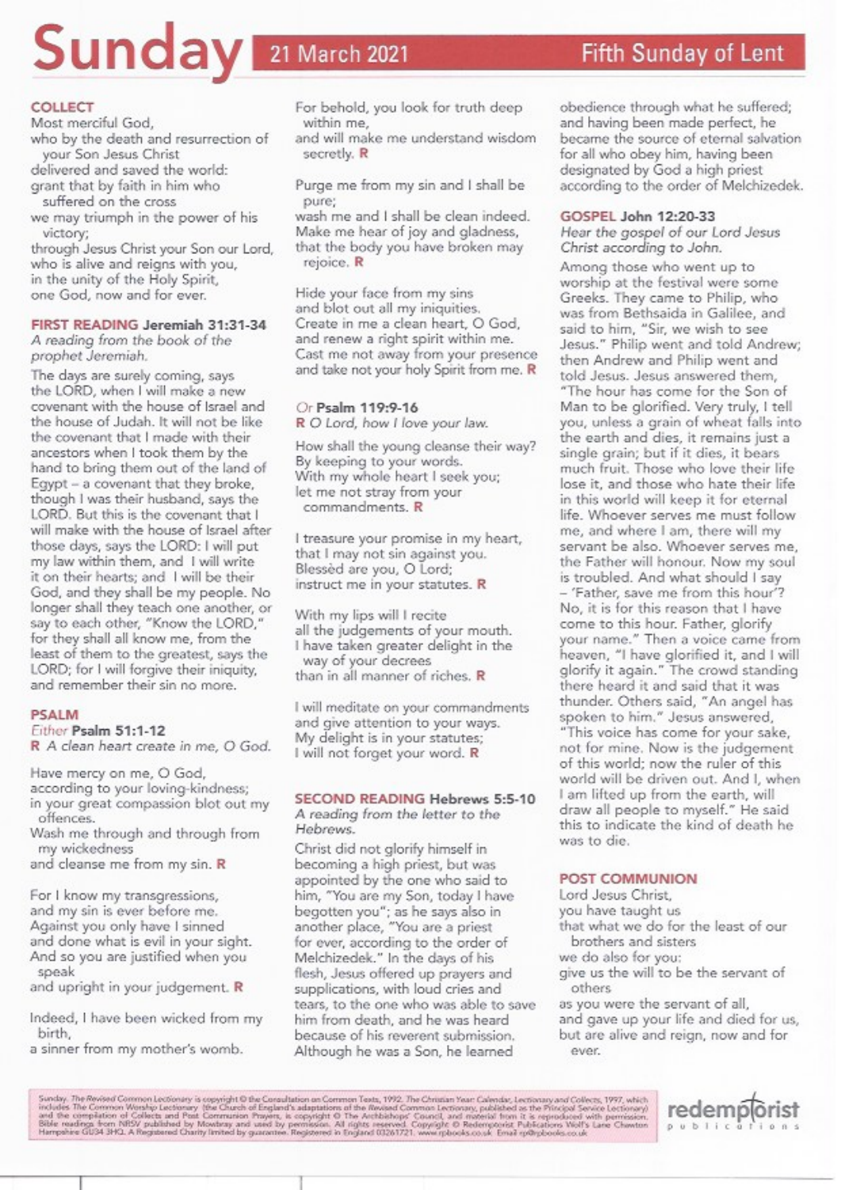# Sunday 21 March 2021 Fifth Sunday of Lent

## COLLECT

Most merciful God,
who by the death and resurrection of your Son Jesus Christ
delivered and saved the world:
grant that by faith in him who suffered on the cross
we may triumph in the power of his victory;
through Jesus Christ your Son our Lord,
who is alive and reigns with you,
in the unity of the Holy Spirit,
one God, now and for ever.

## FIRST READING Jeremiah 31:31-34

*A reading from the book of the prophet Jeremiah.*

The days are surely coming, says the LORD, when I will make a new covenant with the house of Israel and the house of Judah. It will not be like the covenant that I made with their ancestors when I took them by the hand to bring them out of the land of Egypt – a covenant that they broke, though I was their husband, says the LORD. But this is the covenant that I will make with the house of Israel after those days, says the LORD: I will put my law within them, and I will write it on their hearts; and I will be their God, and they shall be my people. No longer shall they teach one another, or say to each other, "Know the LORD," for they shall all know me, from the least of them to the greatest, says the LORD; for I will forgive their iniquity, and remember their sin no more.

## PSALM

*Either* **Psalm 51:1-12**

**R** *A clean heart create in me, O God.*

Have mercy on me, O God,
according to your loving-kindness;
in your great compassion blot out my offences.
Wash me through and through from my wickedness
and cleanse me from my sin. **R**

For I know my transgressions,
and my sin is ever before me.
Against you only have I sinned
and done what is evil in your sight.
And so you are justified when you speak
and upright in your judgement. **R**

Indeed, I have been wicked from my birth,
a sinner from my mother's womb.
For behold, you look for truth deep within me,
and will make me understand wisdom secretly. **R**

Purge me from my sin and I shall be pure;
wash me and I shall be clean indeed.
Make me hear of joy and gladness,
that the body you have broken may rejoice. **R**

Hide your face from my sins
and blot out all my iniquities.
Create in me a clean heart, O God,
and renew a right spirit within me.
Cast me not away from your presence
and take not your holy Spirit from me. **R**

*Or* **Psalm 119:9-16**

**R** *O Lord, how I love your law.*

How shall the young cleanse their way?
By keeping to your words.
With my whole heart I seek you;
let me not stray from your commandments. **R**

I treasure your promise in my heart,
that I may not sin against you.
Blessèd are you, O Lord;
instruct me in your statutes. **R**

With my lips will I recite
all the judgements of your mouth.
I have taken greater delight in the way of your decrees
than in all manner of riches. **R**

I will meditate on your commandments
and give attention to your ways.
My delight is in your statutes;
I will not forget your word. **R**

## SECOND READING Hebrews 5:5-10

*A reading from the letter to the Hebrews.*

Christ did not glorify himself in becoming a high priest, but was appointed by the one who said to him, "You are my Son, today I have begotten you"; as he says also in another place, "You are a priest for ever, according to the order of Melchizedek." In the days of his flesh, Jesus offered up prayers and supplications, with loud cries and tears, to the one who was able to save him from death, and he was heard because of his reverent submission. Although he was a Son, he learned obedience through what he suffered; and having been made perfect, he became the source of eternal salvation for all who obey him, having been designated by God a high priest according to the order of Melchizedek.

## GOSPEL John 12:20-33

*Hear the gospel of our Lord Jesus Christ according to John.*

Among those who went up to worship at the festival were some Greeks. They came to Philip, who was from Bethsaida in Galilee, and said to him, "Sir, we wish to see Jesus." Philip went and told Andrew; then Andrew and Philip went and told Jesus. Jesus answered them, "The hour has come for the Son of Man to be glorified. Very truly, I tell you, unless a grain of wheat falls into the earth and dies, it remains just a single grain; but if it dies, it bears much fruit. Those who love their life lose it, and those who hate their life in this world will keep it for eternal life. Whoever serves me must follow me, and where I am, there will my servant be also. Whoever serves me, the Father will honour. Now my soul is troubled. And what should I say – 'Father, save me from this hour'? No, it is for this reason that I have come to this hour. Father, glorify your name." Then a voice came from heaven, "I have glorified it, and I will glorify it again." The crowd standing there heard it and said that it was thunder. Others said, "An angel has spoken to him." Jesus answered, "This voice has come for your sake, not for mine. Now is the judgement of this world; now the ruler of this world will be driven out. And I, when I am lifted up from the earth, will draw all people to myself." He said this to indicate the kind of death he was to die.

## POST COMMUNION

Lord Jesus Christ,
you have taught us
that what we do for the least of our brothers and sisters
we do also for you:
give us the will to be the servant of others
as you were the servant of all,
and gave up your life and died for us,
but are alive and reign, now and for ever.

*Sunday.* The Revised Common Lectionary is copyright © the Consultation on Common Texts, 1992. The Christian Year: Calendar, Lectionary and Collects, 1997, which includes The Common Worship Lectionary (the Church of England's adaptations of the Revised Common Lectionary, published as the Principal Service Lectionary) and the compilation of Collects and Post Communion Prayers, is copyright © The Archbishops' Council, and material from it is reproduced with permission. Bible readings from NRSV published by Mowbray and used by permission. All rights reserved. Copyright © Redemptorist Publications Wolf's Lane Chawton Hampshire GU34 3HQ. A Registered Charity limited by guarantee. Registered in England 03261721. www.rpbooks.co.uk Email rp@rpbooks.co.uk

redemptorist publications